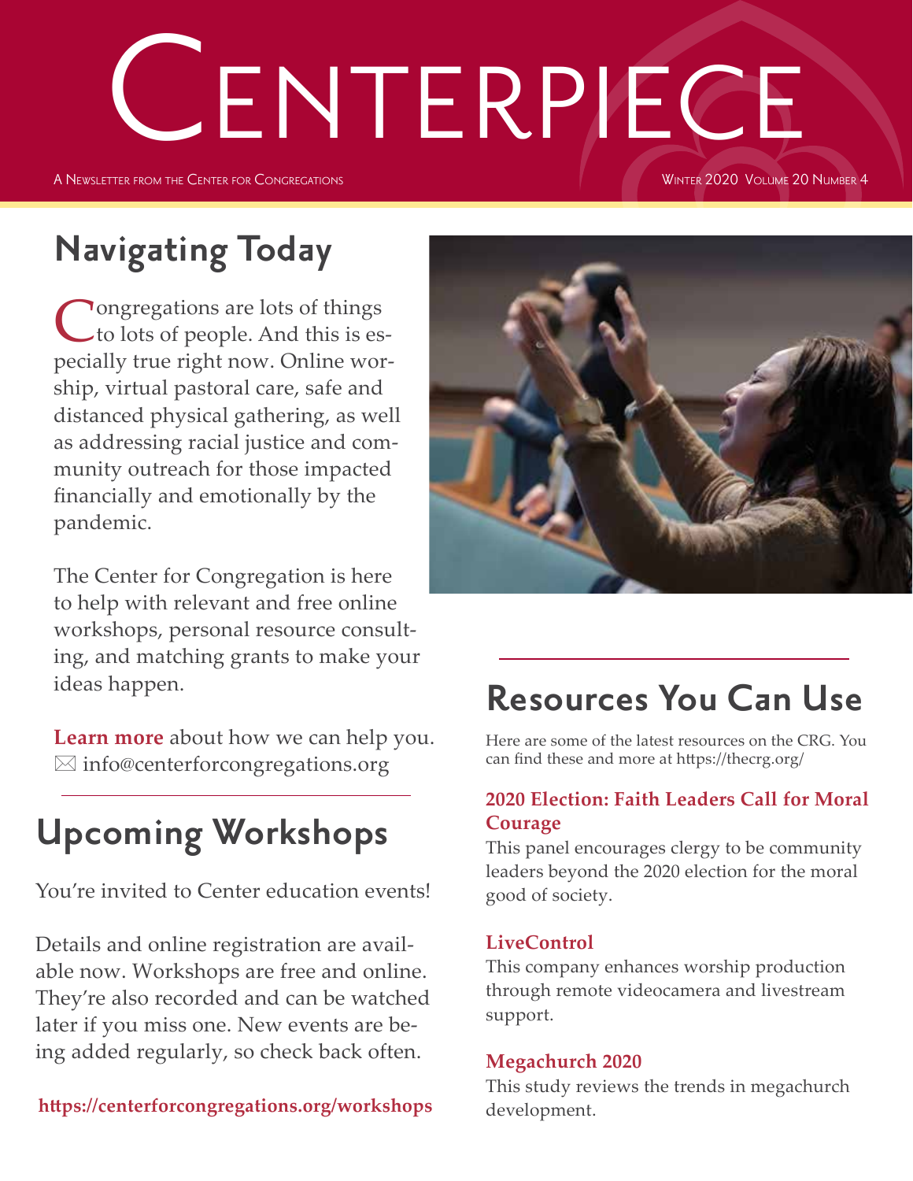# Centerpiece

A Newsletter from the Center for Congregations — Winter 2020 Volume 20 Number 4

## Navigating Today

Congregations are lots of things to lots of people. And this is especially true right now. Online worship, virtual pastoral care, safe and distanced physical gathering, as well as addressing racial justice and community outreach for those impacted financially and emotionally by the pandemic.

The Center for Congregation is here to help with relevant and free online workshops, personal resource consulting, and matching grants to make your ideas happen.

**Learn more** about how we can help you.
✉ info@centerforcongregations.org

## Upcoming Workshops

You're invited to Center education events!

Details and online registration are available now. Workshops are free and online. They're also recorded and can be watched later if you miss one. New events are being added regularly, so check back often.

**https://centerforcongregations.org/workshops**

## Resources You Can Use

Here are some of the latest resources on the CRG. You can find these and more at https://thecrg.org/

**2020 Election: Faith Leaders Call for Moral Courage**
This panel encourages clergy to be community leaders beyond the 2020 election for the moral good of society.

**LiveControl**
This company enhances worship production through remote videocamera and livestream support.

**Megachurch 2020**
This study reviews the trends in megachurch development.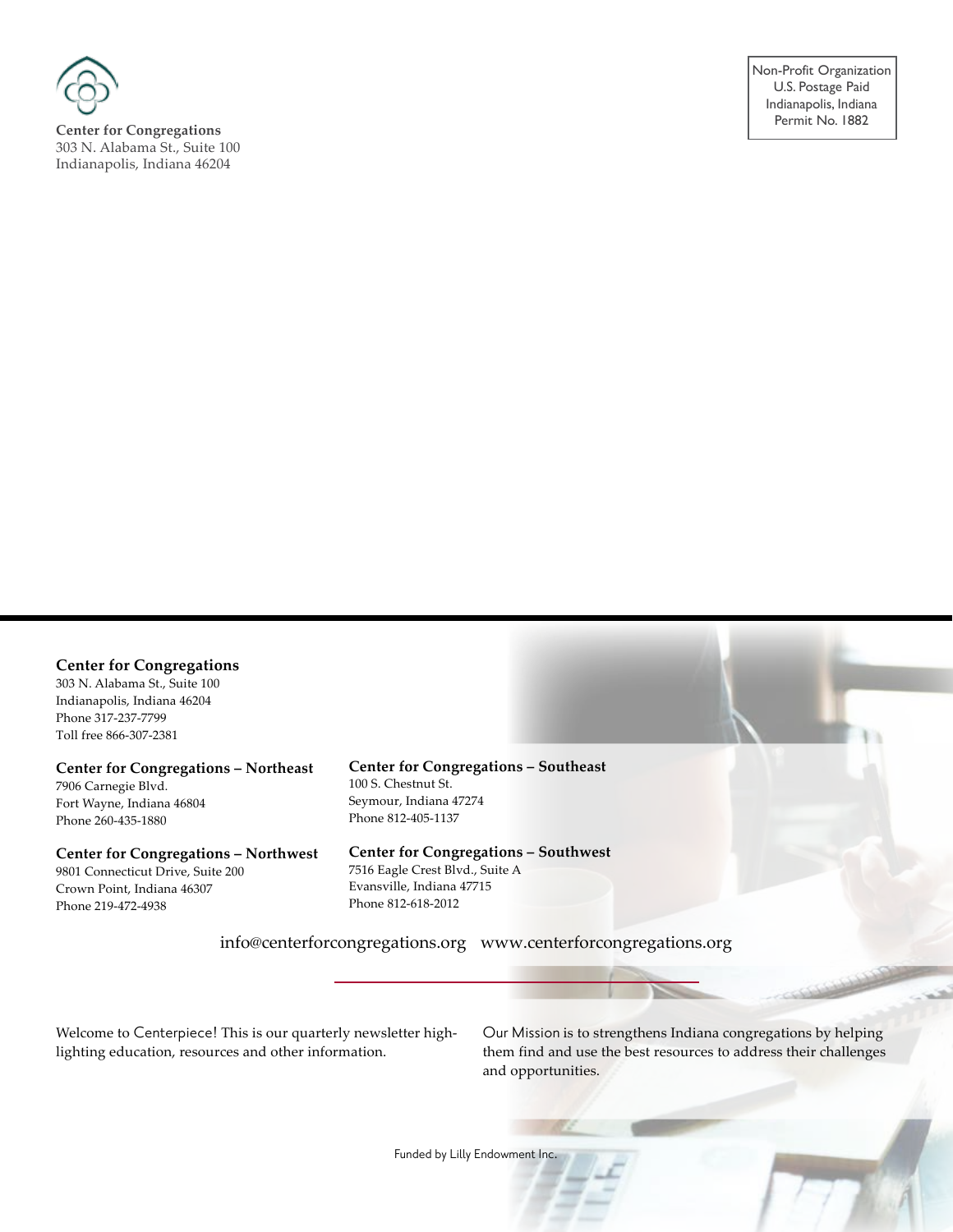**Center for Congregations**
303 N. Alabama St., Suite 100
Indianapolis, Indiana 46204

Non-Profit Organization
U.S. Postage Paid
Indianapolis, Indiana
Permit No. 1882

**Center for Congregations**
303 N. Alabama St., Suite 100
Indianapolis, Indiana 46204
Phone 317-237-7799
Toll free 866-307-2381

**Center for Congregations – Northeast**
7906 Carnegie Blvd.
Fort Wayne, Indiana 46804
Phone 260-435-1880

**Center for Congregations – Northwest**
9801 Connecticut Drive, Suite 200
Crown Point, Indiana 46307
Phone 219-472-4938

**Center for Congregations – Southeast**
100 S. Chestnut St.
Seymour, Indiana 47274
Phone 812-405-1137

**Center for Congregations – Southwest**
7516 Eagle Crest Blvd., Suite A
Evansville, Indiana 47715
Phone 812-618-2012

info@centerforcongregations.org www.centerforcongregations.org

Welcome to Centerpiece! This is our quarterly newsletter highlighting education, resources and other information.

Our Mission is to strengthens Indiana congregations by helping them find and use the best resources to address their challenges and opportunities.

Funded by Lilly Endowment Inc.